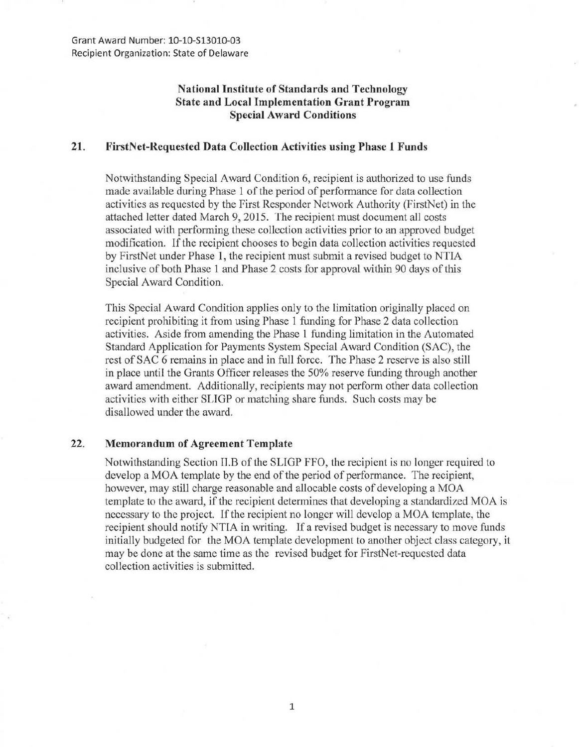Grant Award Number: 10-10-S13010-03
Recipient Organization: State of Delaware

# National Institute of Standards and Technology
# State and Local Implementation Grant Program
# Special Award Conditions

## 21. FirstNet-Requested Data Collection Activities using Phase 1 Funds

Notwithstanding Special Award Condition 6, recipient is authorized to use funds made available during Phase 1 of the period of performance for data collection activities as requested by the First Responder Network Authority (FirstNet) in the attached letter dated March 9, 2015. The recipient must document all costs associated with performing these collection activities prior to an approved budget modification. If the recipient chooses to begin data collection activities requested by FirstNet under Phase 1, the recipient must submit a revised budget to NTIA inclusive of both Phase 1 and Phase 2 costs for approval within 90 days of this Special Award Condition.

This Special Award Condition applies only to the limitation originally placed on recipient prohibiting it from using Phase 1 funding for Phase 2 data collection activities. Aside from amending the Phase 1 funding limitation in the Automated Standard Application for Payments System Special Award Condition (SAC), the rest of SAC 6 remains in place and in full force. The Phase 2 reserve is also still in place until the Grants Officer releases the 50% reserve funding through another award amendment. Additionally, recipients may not perform other data collection activities with either SLIGP or matching share funds. Such costs may be disallowed under the award.

## 22. Memorandum of Agreement Template

Notwithstanding Section II.B of the SLIGP FFO, the recipient is no longer required to develop a MOA template by the end of the period of performance. The recipient, however, may still charge reasonable and allocable costs of developing a MOA template to the award, if the recipient determines that developing a standardized MOA is necessary to the project. If the recipient no longer will develop a MOA template, the recipient should notify NTIA in writing. If a revised budget is necessary to move funds initially budgeted for the MOA template development to another object class category, it may be done at the same time as the revised budget for FirstNet-requested data collection activities is submitted.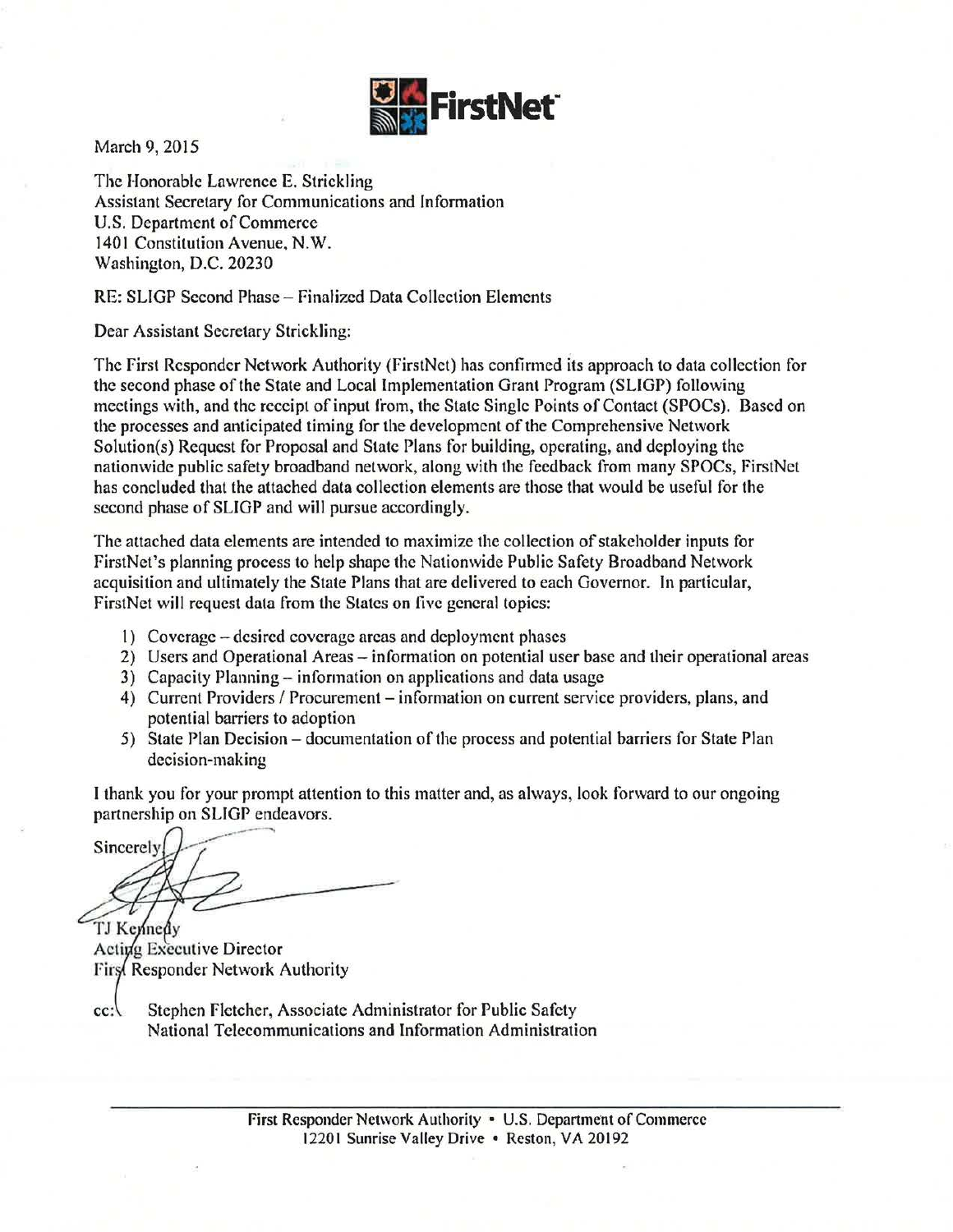FirstNet

March 9, 2015

The Honorable Lawrence E. Strickling
Assistant Secretary for Communications and Information
U.S. Department of Commerce
1401 Constitution Avenue, N.W.
Washington, D.C. 20230

RE: SLIGP Second Phase – Finalized Data Collection Elements

Dear Assistant Secretary Strickling:

The First Responder Network Authority (FirstNet) has confirmed its approach to data collection for the second phase of the State and Local Implementation Grant Program (SLIGP) following meetings with, and the receipt of input from, the State Single Points of Contact (SPOCs). Based on the processes and anticipated timing for the development of the Comprehensive Network Solution(s) Request for Proposal and State Plans for building, operating, and deploying the nationwide public safety broadband network, along with the feedback from many SPOCs, FirstNet has concluded that the attached data collection elements are those that would be useful for the second phase of SLIGP and will pursue accordingly.

The attached data elements are intended to maximize the collection of stakeholder inputs for FirstNet's planning process to help shape the Nationwide Public Safety Broadband Network acquisition and ultimately the State Plans that are delivered to each Governor. In particular, FirstNet will request data from the States on five general topics:

1) Coverage – desired coverage areas and deployment phases
2) Users and Operational Areas – information on potential user base and their operational areas
3) Capacity Planning – information on applications and data usage
4) Current Providers / Procurement – information on current service providers, plans, and potential barriers to adoption
5) State Plan Decision – documentation of the process and potential barriers for State Plan decision-making

I thank you for your prompt attention to this matter and, as always, look forward to our ongoing partnership on SLIGP endeavors.

Sincerely,

TJ Kennedy
Acting Executive Director
First Responder Network Authority

cc: Stephen Fletcher, Associate Administrator for Public Safety
National Telecommunications and Information Administration

First Responder Network Authority • U.S. Department of Commerce
12201 Sunrise Valley Drive • Reston, VA 20192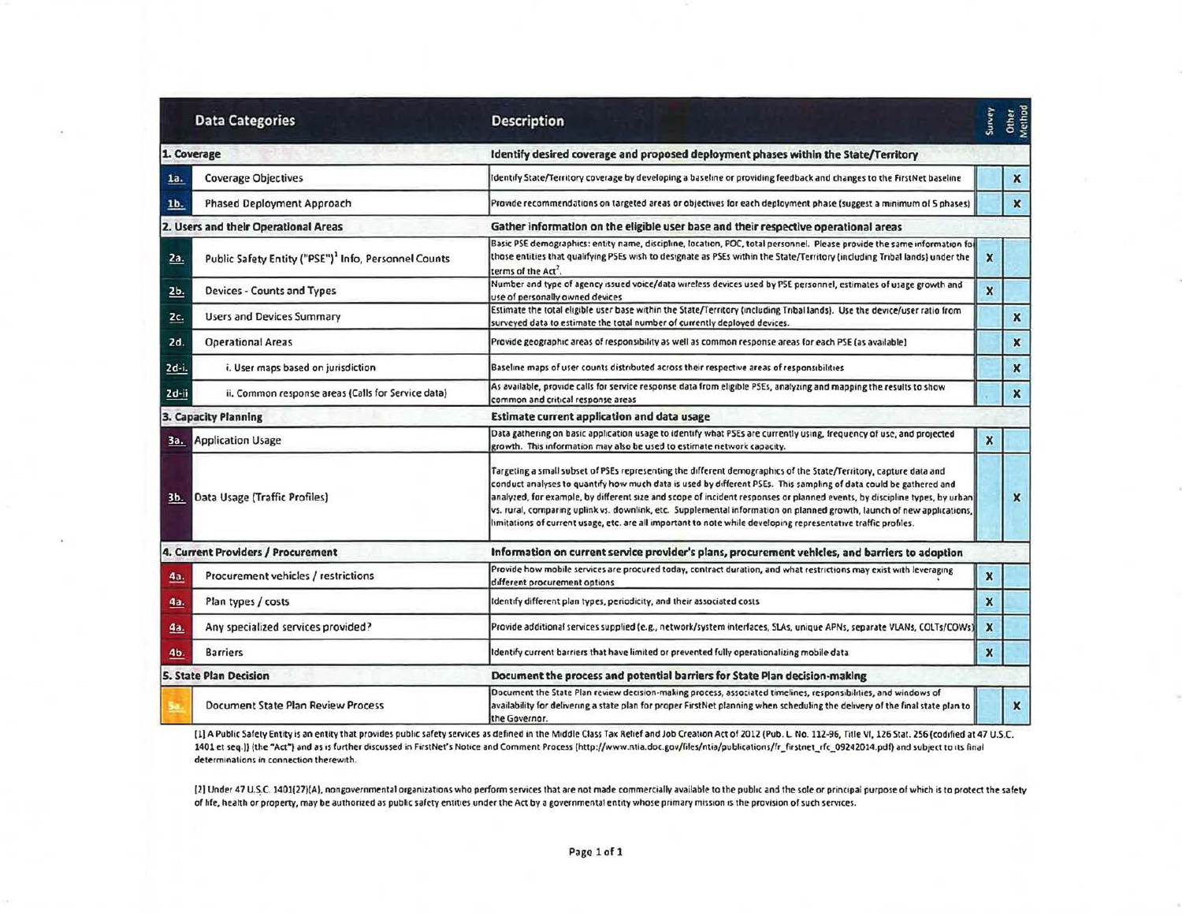| | Data Categories | Description | Survey | Other Method |
|---|---|---|---|---|
| **1. Coverage** | | **Identify desired coverage and proposed deployment phases within the State/Territory** | | |
| 1a. | Coverage Objectives | Identify State/Territory coverage by developing a baseline or providing feedback and changes to the FirstNet baseline | | X |
| 1b. | Phased Deployment Approach | Provide recommendations on targeted areas or objectives for each deployment phase (suggest a minimum of 5 phases) | | X |
| **2. Users and their Operational Areas** | | **Gather information on the eligible user base and their respective operational areas** | | |
| 2a. | Public Safety Entity ("PSE")[1] Info, Personnel Counts | Basic PSE demographics: entity name, discipline, location, POC, total personnel. Please provide the same information for those entities that qualifying PSEs wish to designate as PSEs within the State/Territory (including Tribal lands) under the terms of the Act[2]. | X | |
| 2b. | Devices - Counts and Types | Number and type of agency issued voice/data wireless devices used by PSE personnel, estimates of usage growth and use of personally owned devices | X | |
| 2c. | Users and Devices Summary | Estimate the total eligible user base within the State/Territory (including Tribal lands). Use the device/user ratio from surveyed data to estimate the total number of currently deployed devices. | | X |
| 2d. | Operational Areas | Provide geographic areas of responsibility as well as common response areas for each PSE (as available) | | X |
| 2d-i. | i. User maps based on jurisdiction | Baseline maps of user counts distributed across their respective areas of responsibilities | | X |
| 2d-ii | ii. Common response areas (Calls for Service data) | As available, provide calls for service response data from eligible PSEs, analyzing and mapping the results to show common and critical response areas | | X |
| **3. Capacity Planning** | | **Estimate current application and data usage** | | |
| 3a. | Application Usage | Data gathering on basic application usage to identify what PSEs are currently using, frequency of use, and projected growth. This information may also be used to estimate network capacity. | X | |
| 3b. | Data Usage (Traffic Profiles) | Targeting a small subset of PSEs representing the different demographics of the State/Territory, capture data and conduct analyses to quantify how much data is used by different PSEs. This sampling of data could be gathered and analyzed, for example, by different size and scope of incident responses or planned events, by discipline types, by urban vs. rural, comparing uplink vs. downlink, etc. Supplemental information on planned growth, launch of new applications, limitations of current usage, etc. are all important to note while developing representative traffic profiles. | | X |
| **4. Current Providers / Procurement** | | **Information on current service provider's plans, procurement vehicles, and barriers to adoption** | | |
| 4a. | Procurement vehicles / restrictions | Provide how mobile services are procured today, contract duration, and what restrictions may exist with leveraging different procurement options | X | |
| 4a. | Plan types / costs | Identify different plan types, periodicity, and their associated costs | X | |
| 4a. | Any specialized services provided? | Provide additional services supplied (e.g., network/system interfaces, SLAs, unique APNs, separate VLANs, COLTs/COWs) | X | |
| 4b. | Barriers | Identify current barriers that have limited or prevented fully operationalizing mobile data | X | |
| **5. State Plan Decision** | | **Document the process and potential barriers for State Plan decision-making** | | |
| 5a. | Document State Plan Review Process | Document the State Plan review decision-making process, associated timelines, responsibilities, and windows of availability for delivering a state plan for proper FirstNet planning when scheduling the delivery of the final state plan to the Governor. | | X |

[1] A Public Safety Entity is an entity that provides public safety services as defined in the Middle Class Tax Relief and Job Creation Act of 2012 (Pub. L. No. 112-96, Title VI, 126 Stat. 256 (codified at 47 U.S.C. 1401 et seq.)) (the "Act") and as is further discussed in FirstNet's Notice and Comment Process (http://www.ntia.doc.gov/files/ntia/publications/fr_firstnet_rfc_09242014.pdf) and subject to its final determinations in connection therewith.

[2] Under 47 U.S.C. 1401(27)(A), nongovernmental organizations who perform services that are not made commercially available to the public and the sole or principal purpose of which is to protect the safety of life, health or property, may be authorized as public safety entities under the Act by a governmental entity whose primary mission is the provision of such services.